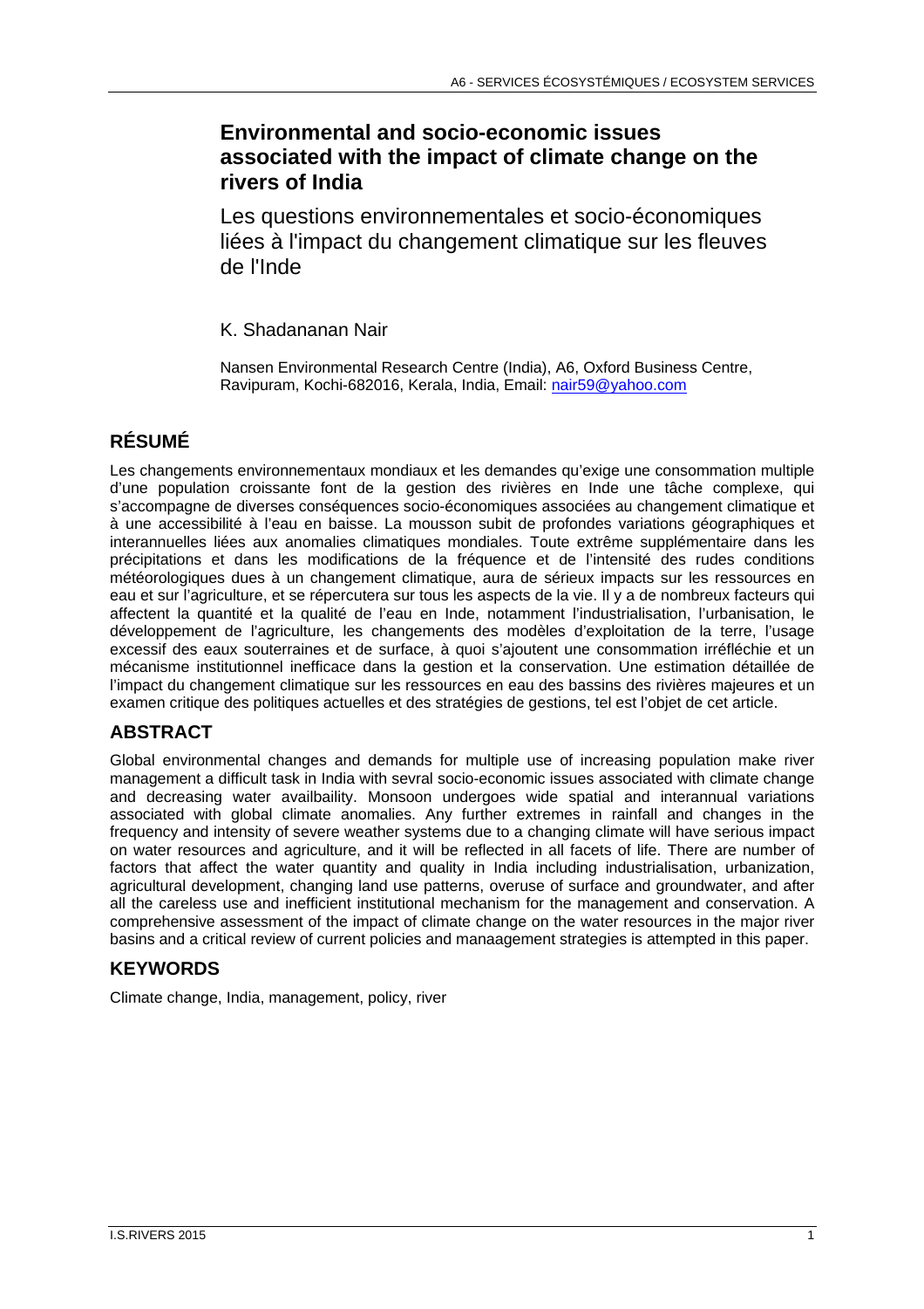# Environmental and socio-economic issues associated with the impact of climate change on the rivers of India

Les questions environnementales et socio-économiques liées à l'impact du changement climatique sur les fleuves de l'Inde

K. Shadananan Nair

Nansen Environmental Research Centre (India), A6, Oxford Business Centre, Ravipuram, Kochi-682016, Kerala, India, Email: nair59@yahoo.com

## RÉSUMÉ

Les changements environnementaux mondiaux et les demandes qu'exige une consommation multiple d'une population croissante font de la gestion des rivières en Inde une tâche complexe, qui s'accompagne de diverses conséquences socio-économiques associées au changement climatique et à une accessibilité à l'eau en baisse. La mousson subit de profondes variations géographiques et interannuelles liées aux anomalies climatiques mondiales. Toute extrême supplémentaire dans les précipitations et dans les modifications de la fréquence et de l'intensité des rudes conditions météorologiques dues à un changement climatique, aura de sérieux impacts sur les ressources en eau et sur l'agriculture, et se répercutera sur tous les aspects de la vie. Il y a de nombreux facteurs qui affectent la quantité et la qualité de l'eau en Inde, notamment l'industrialisation, l'urbanisation, le développement de l'agriculture, les changements des modèles d'exploitation de la terre, l'usage excessif des eaux souterraines et de surface, à quoi s'ajoutent une consommation irréfléchie et un mécanisme institutionnel inefficace dans la gestion et la conservation. Une estimation détaillée de l'impact du changement climatique sur les ressources en eau des bassins des rivières majeures et un examen critique des politiques actuelles et des stratégies de gestions, tel est l'objet de cet article.

## ABSTRACT

Global environmental changes and demands for multiple use of increasing population make river management a difficult task in India with sevral socio-economic issues associated with climate change and decreasing water availbaility. Monsoon undergoes wide spatial and interannual variations associated with global climate anomalies. Any further extremes in rainfall and changes in the frequency and intensity of severe weather systems due to a changing climate will have serious impact on water resources and agriculture, and it will be reflected in all facets of life. There are number of factors that affect the water quantity and quality in India including industrialisation, urbanization, agricultural development, changing land use patterns, overuse of surface and groundwater, and after all the careless use and inefficient institutional mechanism for the management and conservation. A comprehensive assessment of the impact of climate change on the water resources in the major river basins and a critical review of current policies and manaagement strategies is attempted in this paper.

## KEYWORDS

Climate change, India, management, policy, river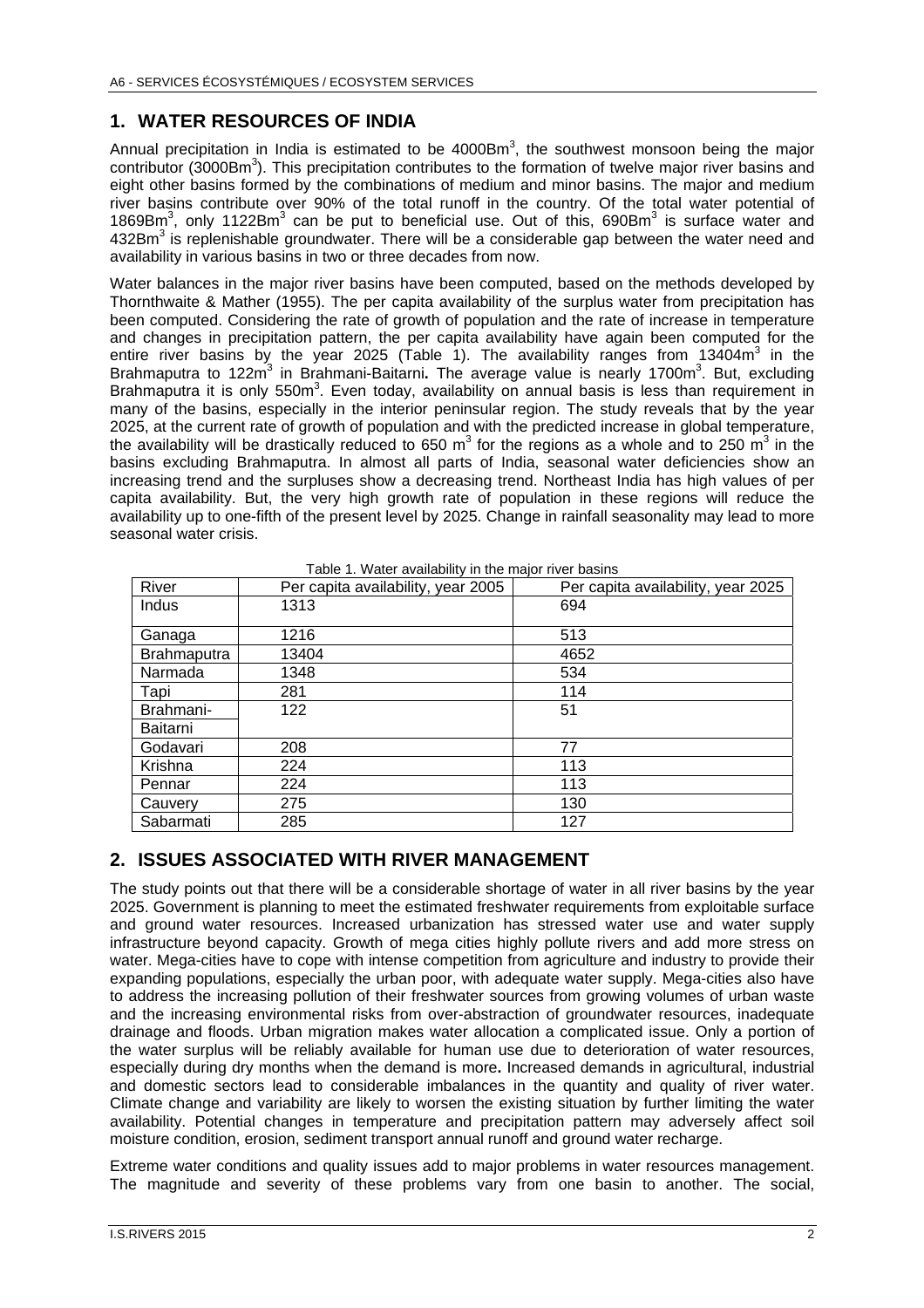## 1. WATER RESOURCES OF INDIA

Annual precipitation in India is estimated to be 4000Bm$^3$, the southwest monsoon being the major contributor (3000Bm$^3$). This precipitation contributes to the formation of twelve major river basins and eight other basins formed by the combinations of medium and minor basins. The major and medium river basins contribute over 90% of the total runoff in the country. Of the total water potential of 1869Bm$^3$, only 1122Bm$^3$ can be put to beneficial use. Out of this, 690Bm$^3$ is surface water and 432Bm$^3$ is replenishable groundwater. There will be a considerable gap between the water need and availability in various basins in two or three decades from now.

Water balances in the major river basins have been computed, based on the methods developed by Thornthwaite & Mather (1955). The per capita availability of the surplus water from precipitation has been computed. Considering the rate of growth of population and the rate of increase in temperature and changes in precipitation pattern, the per capita availability have again been computed for the entire river basins by the year 2025 (Table 1). The availability ranges from 13404m$^3$ in the Brahmaputra to 122m$^3$ in Brahmani-Baitarni**.** The average value is nearly 1700m$^3$. But, excluding Brahmaputra it is only 550m$^3$. Even today, availability on annual basis is less than requirement in many of the basins, especially in the interior peninsular region. The study reveals that by the year 2025, at the current rate of growth of population and with the predicted increase in global temperature, the availability will be drastically reduced to 650 m$^3$ for the regions as a whole and to 250 m$^3$ in the basins excluding Brahmaputra. In almost all parts of India, seasonal water deficiencies show an increasing trend and the surpluses show a decreasing trend. Northeast India has high values of per capita availability. But, the very high growth rate of population in these regions will reduce the availability up to one-fifth of the present level by 2025. Change in rainfall seasonality may lead to more seasonal water crisis.

Table 1. Water availability in the major river basins

| River | Per capita availability, year 2005 | Per capita availability, year 2025 |
|---|---|---|
| Indus | 1313 | 694 |
| Ganaga | 1216 | 513 |
| Brahmaputra | 13404 | 4652 |
| Narmada | 1348 | 534 |
| Tapi | 281 | 114 |
| Brahmani-Baitarni | 122 | 51 |
| Godavari | 208 | 77 |
| Krishna | 224 | 113 |
| Pennar | 224 | 113 |
| Cauvery | 275 | 130 |
| Sabarmati | 285 | 127 |

## 2. ISSUES ASSOCIATED WITH RIVER MANAGEMENT

The study points out that there will be a considerable shortage of water in all river basins by the year 2025. Government is planning to meet the estimated freshwater requirements from exploitable surface and ground water resources. Increased urbanization has stressed water use and water supply infrastructure beyond capacity. Growth of mega cities highly pollute rivers and add more stress on water. Mega-cities have to cope with intense competition from agriculture and industry to provide their expanding populations, especially the urban poor, with adequate water supply. Mega-cities also have to address the increasing pollution of their freshwater sources from growing volumes of urban waste and the increasing environmental risks from over-abstraction of groundwater resources, inadequate drainage and floods. Urban migration makes water allocation a complicated issue. Only a portion of the water surplus will be reliably available for human use due to deterioration of water resources, especially during dry months when the demand is more**.** Increased demands in agricultural, industrial and domestic sectors lead to considerable imbalances in the quantity and quality of river water. Climate change and variability are likely to worsen the existing situation by further limiting the water availability. Potential changes in temperature and precipitation pattern may adversely affect soil moisture condition, erosion, sediment transport annual runoff and ground water recharge.

Extreme water conditions and quality issues add to major problems in water resources management. The magnitude and severity of these problems vary from one basin to another. The social,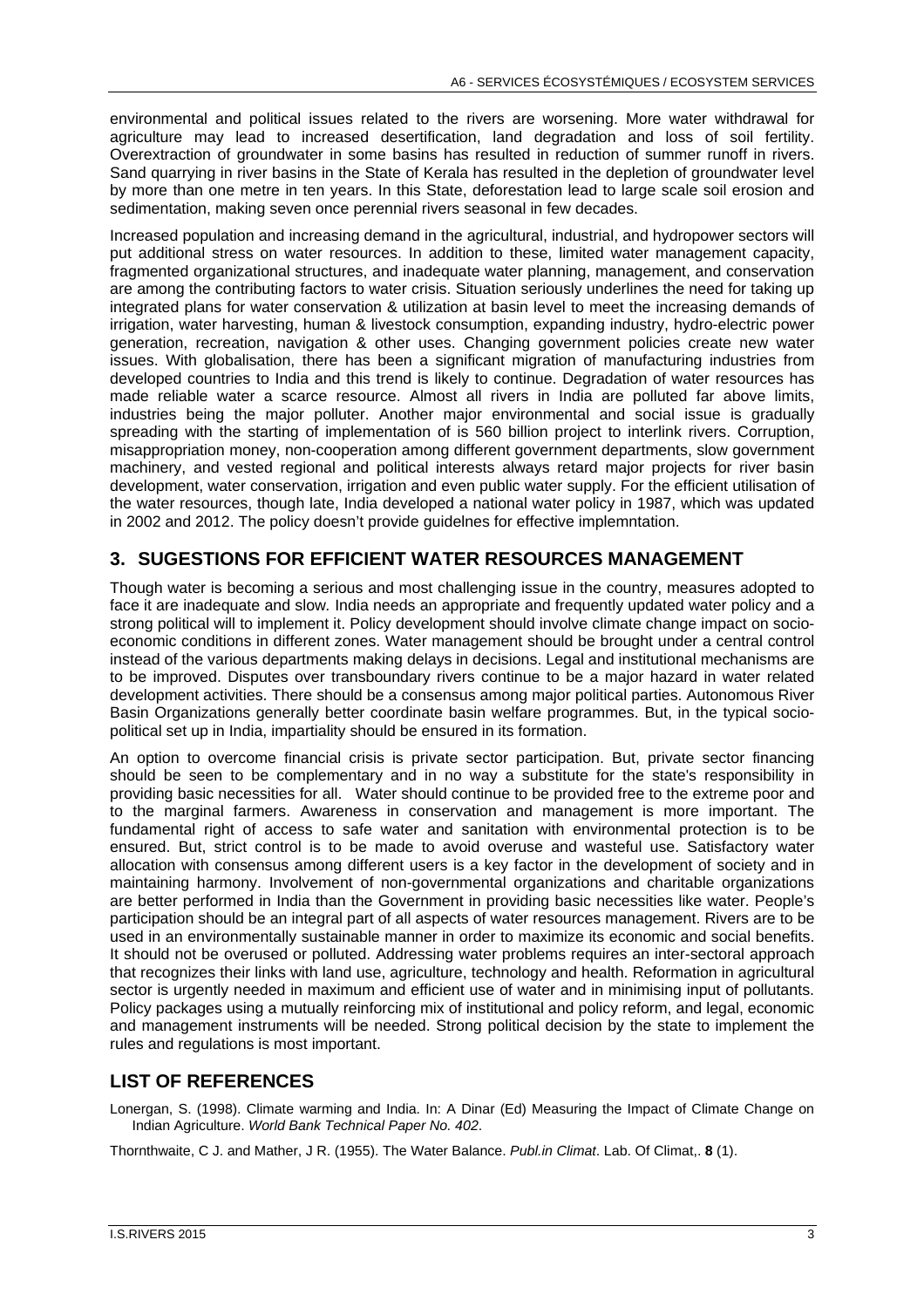environmental and political issues related to the rivers are worsening. More water withdrawal for agriculture may lead to increased desertification, land degradation and loss of soil fertility. Overextraction of groundwater in some basins has resulted in reduction of summer runoff in rivers. Sand quarrying in river basins in the State of Kerala has resulted in the depletion of groundwater level by more than one metre in ten years. In this State, deforestation lead to large scale soil erosion and sedimentation, making seven once perennial rivers seasonal in few decades.

Increased population and increasing demand in the agricultural, industrial, and hydropower sectors will put additional stress on water resources. In addition to these, limited water management capacity, fragmented organizational structures, and inadequate water planning, management, and conservation are among the contributing factors to water crisis. Situation seriously underlines the need for taking up integrated plans for water conservation & utilization at basin level to meet the increasing demands of irrigation, water harvesting, human & livestock consumption, expanding industry, hydro-electric power generation, recreation, navigation & other uses. Changing government policies create new water issues. With globalisation, there has been a significant migration of manufacturing industries from developed countries to India and this trend is likely to continue. Degradation of water resources has made reliable water a scarce resource. Almost all rivers in India are polluted far above limits, industries being the major polluter. Another major environmental and social issue is gradually spreading with the starting of implementation of is 560 billion project to interlink rivers. Corruption, misappropriation money, non-cooperation among different government departments, slow government machinery, and vested regional and political interests always retard major projects for river basin development, water conservation, irrigation and even public water supply. For the efficient utilisation of the water resources, though late, India developed a national water policy in 1987, which was updated in 2002 and 2012. The policy doesn't provide guidelnes for effective implemntation.

## 3. SUGESTIONS FOR EFFICIENT WATER RESOURCES MANAGEMENT

Though water is becoming a serious and most challenging issue in the country, measures adopted to face it are inadequate and slow. India needs an appropriate and frequently updated water policy and a strong political will to implement it. Policy development should involve climate change impact on socio-economic conditions in different zones. Water management should be brought under a central control instead of the various departments making delays in decisions. Legal and institutional mechanisms are to be improved. Disputes over transboundary rivers continue to be a major hazard in water related development activities. There should be a consensus among major political parties. Autonomous River Basin Organizations generally better coordinate basin welfare programmes. But, in the typical socio-political set up in India, impartiality should be ensured in its formation.

An option to overcome financial crisis is private sector participation. But, private sector financing should be seen to be complementary and in no way a substitute for the state's responsibility in providing basic necessities for all. Water should continue to be provided free to the extreme poor and to the marginal farmers. Awareness in conservation and management is more important. The fundamental right of access to safe water and sanitation with environmental protection is to be ensured. But, strict control is to be made to avoid overuse and wasteful use. Satisfactory water allocation with consensus among different users is a key factor in the development of society and in maintaining harmony. Involvement of non-governmental organizations and charitable organizations are better performed in India than the Government in providing basic necessities like water. People's participation should be an integral part of all aspects of water resources management. Rivers are to be used in an environmentally sustainable manner in order to maximize its economic and social benefits. It should not be overused or polluted. Addressing water problems requires an inter-sectoral approach that recognizes their links with land use, agriculture, technology and health. Reformation in agricultural sector is urgently needed in maximum and efficient use of water and in minimising input of pollutants. Policy packages using a mutually reinforcing mix of institutional and policy reform, and legal, economic and management instruments will be needed. Strong political decision by the state to implement the rules and regulations is most important.

## LIST OF REFERENCES

Lonergan, S. (1998). Climate warming and India. In: A Dinar (Ed) Measuring the Impact of Climate Change on Indian Agriculture. *World Bank Technical Paper No. 402*.

Thornthwaite, C J. and Mather, J R. (1955). The Water Balance. *Publ.in Climat*. Lab. Of Climat,. **8** (1).